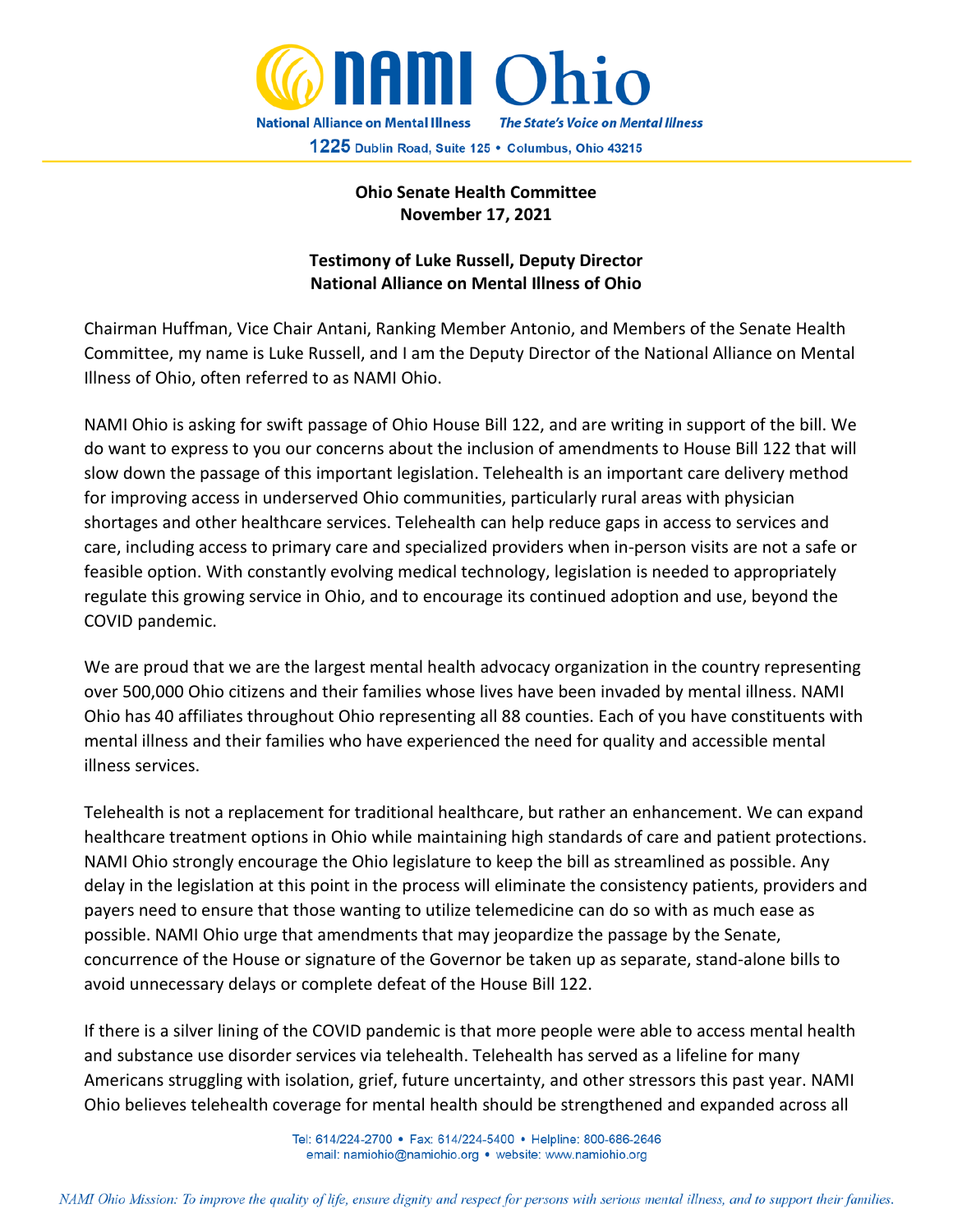**NAMI Ohio**

National Alliance on Mental Illness — *The State's Voice on Mental Illness*

1225 Dublin Road, Suite 125 • Columbus, Ohio 43215

**Ohio Senate Health Committee**
**November 17, 2021**

**Testimony of Luke Russell, Deputy Director**
**National Alliance on Mental Illness of Ohio**

Chairman Huffman, Vice Chair Antani, Ranking Member Antonio, and Members of the Senate Health Committee, my name is Luke Russell, and I am the Deputy Director of the National Alliance on Mental Illness of Ohio, often referred to as NAMI Ohio.

NAMI Ohio is asking for swift passage of Ohio House Bill 122, and are writing in support of the bill. We do want to express to you our concerns about the inclusion of amendments to House Bill 122 that will slow down the passage of this important legislation. Telehealth is an important care delivery method for improving access in underserved Ohio communities, particularly rural areas with physician shortages and other healthcare services. Telehealth can help reduce gaps in access to services and care, including access to primary care and specialized providers when in-person visits are not a safe or feasible option. With constantly evolving medical technology, legislation is needed to appropriately regulate this growing service in Ohio, and to encourage its continued adoption and use, beyond the COVID pandemic.

We are proud that we are the largest mental health advocacy organization in the country representing over 500,000 Ohio citizens and their families whose lives have been invaded by mental illness. NAMI Ohio has 40 affiliates throughout Ohio representing all 88 counties. Each of you have constituents with mental illness and their families who have experienced the need for quality and accessible mental illness services.

Telehealth is not a replacement for traditional healthcare, but rather an enhancement. We can expand healthcare treatment options in Ohio while maintaining high standards of care and patient protections. NAMI Ohio strongly encourage the Ohio legislature to keep the bill as streamlined as possible. Any delay in the legislation at this point in the process will eliminate the consistency patients, providers and payers need to ensure that those wanting to utilize telemedicine can do so with as much ease as possible. NAMI Ohio urge that amendments that may jeopardize the passage by the Senate, concurrence of the House or signature of the Governor be taken up as separate, stand-alone bills to avoid unnecessary delays or complete defeat of the House Bill 122.

If there is a silver lining of the COVID pandemic is that more people were able to access mental health and substance use disorder services via telehealth. Telehealth has served as a lifeline for many Americans struggling with isolation, grief, future uncertainty, and other stressors this past year. NAMI Ohio believes telehealth coverage for mental health should be strengthened and expanded across all

Tel: 614/224-2700 • Fax: 614/224-5400 • Helpline: 800-686-2646
email: namiohio@namiohio.org • website: www.namiohio.org

*NAMI Ohio Mission: To improve the quality of life, ensure dignity and respect for persons with serious mental illness, and to support their families.*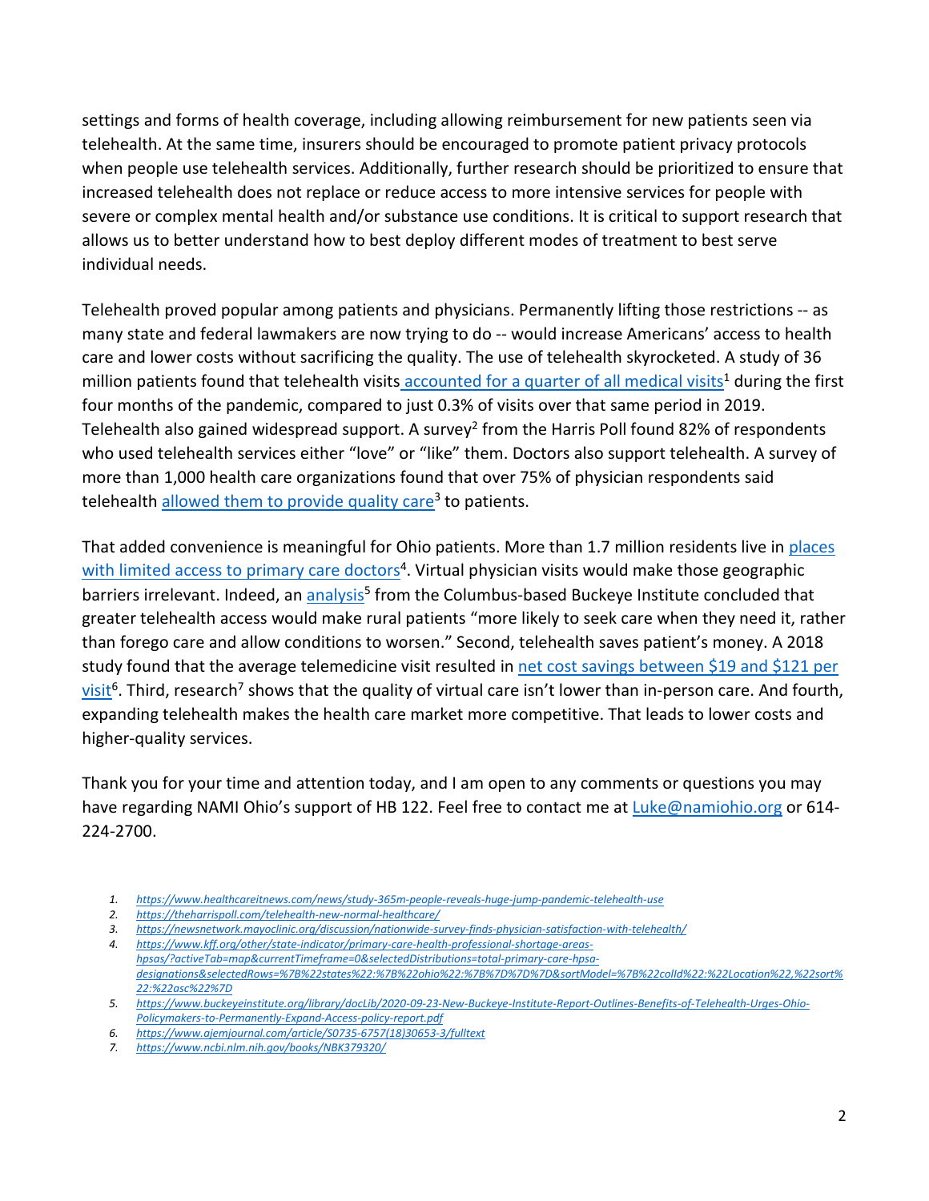settings and forms of health coverage, including allowing reimbursement for new patients seen via telehealth. At the same time, insurers should be encouraged to promote patient privacy protocols when people use telehealth services. Additionally, further research should be prioritized to ensure that increased telehealth does not replace or reduce access to more intensive services for people with severe or complex mental health and/or substance use conditions. It is critical to support research that allows us to better understand how to best deploy different modes of treatment to best serve individual needs.

Telehealth proved popular among patients and physicians. Permanently lifting those restrictions -- as many state and federal lawmakers are now trying to do -- would increase Americans' access to health care and lower costs without sacrificing the quality. The use of telehealth skyrocketed. A study of 36 million patients found that telehealth visits accounted for a quarter of all medical visits[1] during the first four months of the pandemic, compared to just 0.3% of visits over that same period in 2019. Telehealth also gained widespread support. A survey[2] from the Harris Poll found 82% of respondents who used telehealth services either "love" or "like" them. Doctors also support telehealth. A survey of more than 1,000 health care organizations found that over 75% of physician respondents said telehealth allowed them to provide quality care[3] to patients.

That added convenience is meaningful for Ohio patients. More than 1.7 million residents live in places with limited access to primary care doctors[4]. Virtual physician visits would make those geographic barriers irrelevant. Indeed, an analysis[5] from the Columbus-based Buckeye Institute concluded that greater telehealth access would make rural patients "more likely to seek care when they need it, rather than forego care and allow conditions to worsen." Second, telehealth saves patient's money. A 2018 study found that the average telemedicine visit resulted in net cost savings between $19 and $121 per visit[6]. Third, research[7] shows that the quality of virtual care isn't lower than in-person care. And fourth, expanding telehealth makes the health care market more competitive. That leads to lower costs and higher-quality services.

Thank you for your time and attention today, and I am open to any comments or questions you may have regarding NAMI Ohio's support of HB 122. Feel free to contact me at Luke@namiohio.org or 614-224-2700.

1. *https://www.healthcareitnews.com/news/study-365m-people-reveals-huge-jump-pandemic-telehealth-use*
2. *https://theharrispoll.com/telehealth-new-normal-healthcare/*
3. *https://newsnetwork.mayoclinic.org/discussion/nationwide-survey-finds-physician-satisfaction-with-telehealth/*
4. *https://www.kff.org/other/state-indicator/primary-care-health-professional-shortage-areas-hpsas/?activeTab=map&currentTimeframe=0&selectedDistributions=total-primary-care-hpsa-designations&selectedRows=%7B%22states%22:%7B%22ohio%22:%7B%7D%7D%7D&sortModel=%7B%22colId%22:%22Location%22,%22sort%22:%22asc%22%7D*
5. *https://www.buckeyeinstitute.org/library/docLib/2020-09-23-New-Buckeye-Institute-Report-Outlines-Benefits-of-Telehealth-Urges-Ohio-Policymakers-to-Permanently-Expand-Access-policy-report.pdf*
6. *https://www.ajemjournal.com/article/S0735-6757(18)30653-3/fulltext*
7. *https://www.ncbi.nlm.nih.gov/books/NBK379320/*